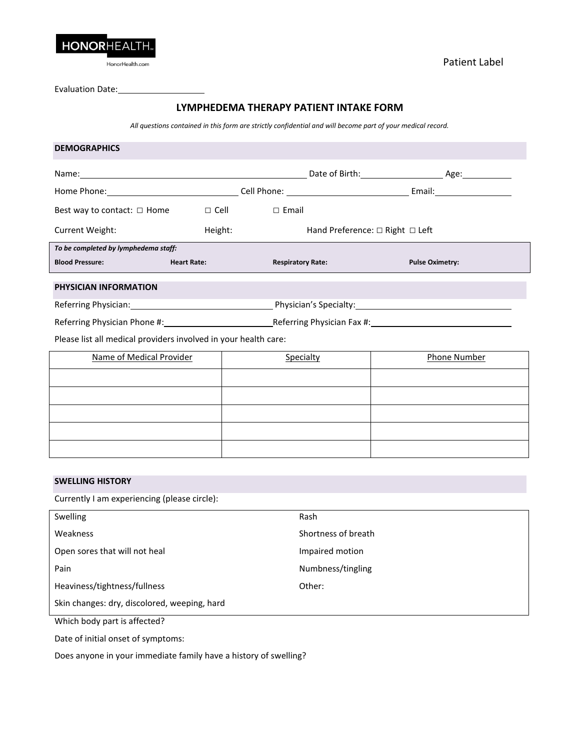HONORHEALTH

HonorHealth.com

Patient Label

Evaluation Date: ____________________

# LYMPHEDEMA THERAPY PATIENT INTAKE FORM

*All questions contained in this form are strictly confidential and will become part of your medical record.*

## DEMOGRAPHICS

Name: ______________________________________________ Date of Birth: __________________ Age: __________

Home Phone: ____________________________ Cell Phone: __________________________ Email: __________________

Best way to contact: ☐ Home ☐ Cell ☐ Email

Current Weight: Height: Hand Preference: ☐ Right ☐ Left

***To be completed by lymphedema staff:***

**Blood Pressure:** **Heart Rate:** **Respiratory Rate:** **Pulse Oximetry:**

## PHYSICIAN INFORMATION

Referring Physician: ______________________________ Physician's Specialty: ______________________________

Referring Physician Phone #: ________________________ Referring Physician Fax #: ____________________________

Please list all medical providers involved in your health care:

| Name of Medical Provider | Specialty | Phone Number |
|---|---|---|
| | | |
| | | |
| | | |
| | | |
| | | |

## SWELLING HISTORY

Currently I am experiencing (please circle):

| | |
|---|---|
| Swelling | Rash |
| Weakness | Shortness of breath |
| Open sores that will not heal | Impaired motion |
| Pain | Numbness/tingling |
| Heaviness/tightness/fullness | Other: |
| Skin changes: dry, discolored, weeping, hard | |

Which body part is affected?

Date of initial onset of symptoms:

Does anyone in your immediate family have a history of swelling?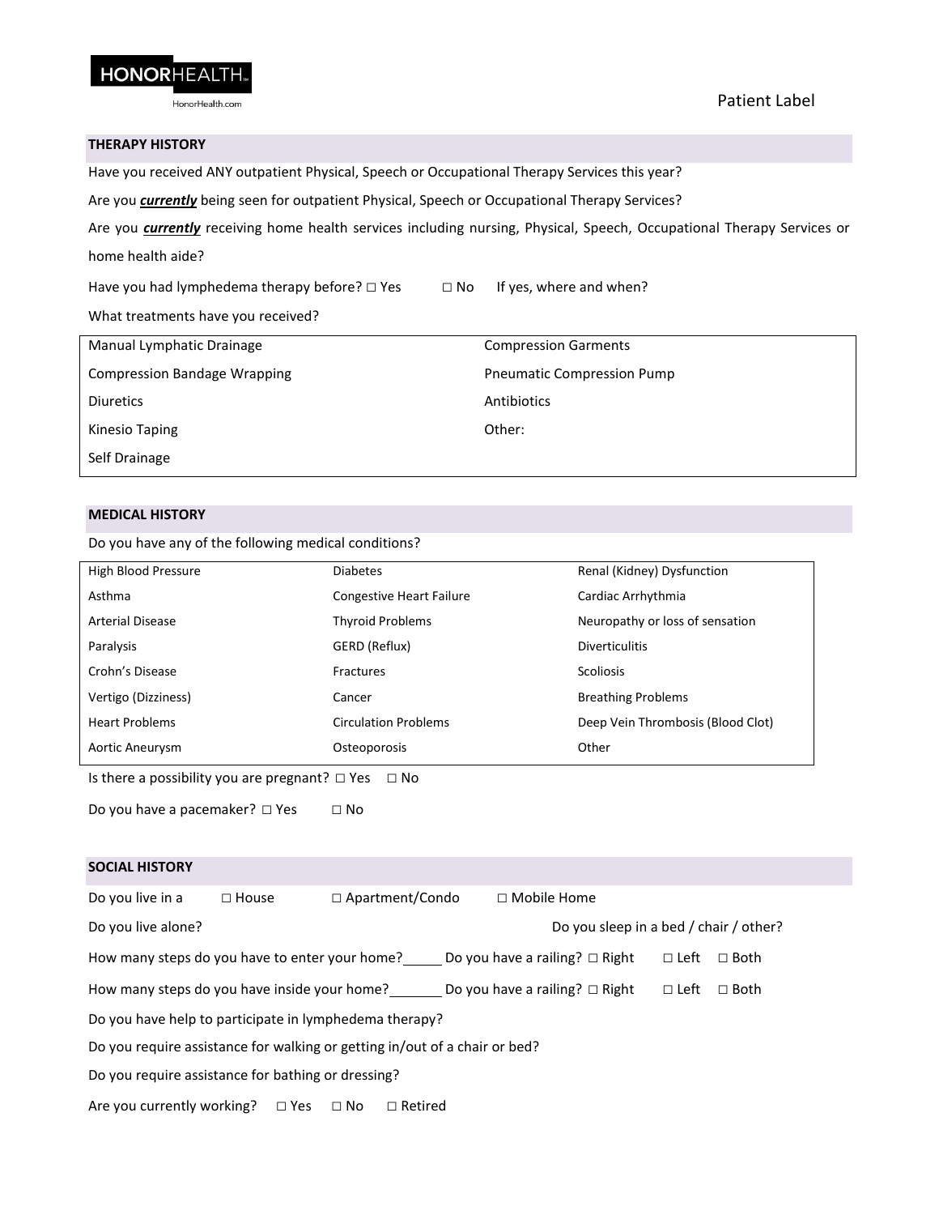HONORHEALTH

HonorHealth.com

Patient Label

## THERAPY HISTORY

Have you received ANY outpatient Physical, Speech or Occupational Therapy Services this year?

Are you ***currently*** being seen for outpatient Physical, Speech or Occupational Therapy Services?

Are you ***currently*** receiving home health services including nursing, Physical, Speech, Occupational Therapy Services or home health aide?

Have you had lymphedema therapy before? □ Yes □ No If yes, where and when?

What treatments have you received?

| | |
|---|---|
| Manual Lymphatic Drainage | Compression Garments |
| Compression Bandage Wrapping | Pneumatic Compression Pump |
| Diuretics | Antibiotics |
| Kinesio Taping | Other: |
| Self Drainage | |

## MEDICAL HISTORY

Do you have any of the following medical conditions?

| | | |
|---|---|---|
| High Blood Pressure | Diabetes | Renal (Kidney) Dysfunction |
| Asthma | Congestive Heart Failure | Cardiac Arrhythmia |
| Arterial Disease | Thyroid Problems | Neuropathy or loss of sensation |
| Paralysis | GERD (Reflux) | Diverticulitis |
| Crohn's Disease | Fractures | Scoliosis |
| Vertigo (Dizziness) | Cancer | Breathing Problems |
| Heart Problems | Circulation Problems | Deep Vein Thrombosis (Blood Clot) |
| Aortic Aneurysm | Osteoporosis | Other |

Is there a possibility you are pregnant? □ Yes □ No

Do you have a pacemaker? □ Yes □ No

## SOCIAL HISTORY

Do you live in a □ House □ Apartment/Condo □ Mobile Home

Do you live alone? Do you sleep in a bed / chair / other?

How many steps do you have to enter your home?_____ Do you have a railing? □ Right □ Left □ Both

How many steps do you have inside your home?_______ Do you have a railing? □ Right □ Left □ Both

Do you have help to participate in lymphedema therapy?

Do you require assistance for walking or getting in/out of a chair or bed?

Do you require assistance for bathing or dressing?

Are you currently working? □ Yes □ No □ Retired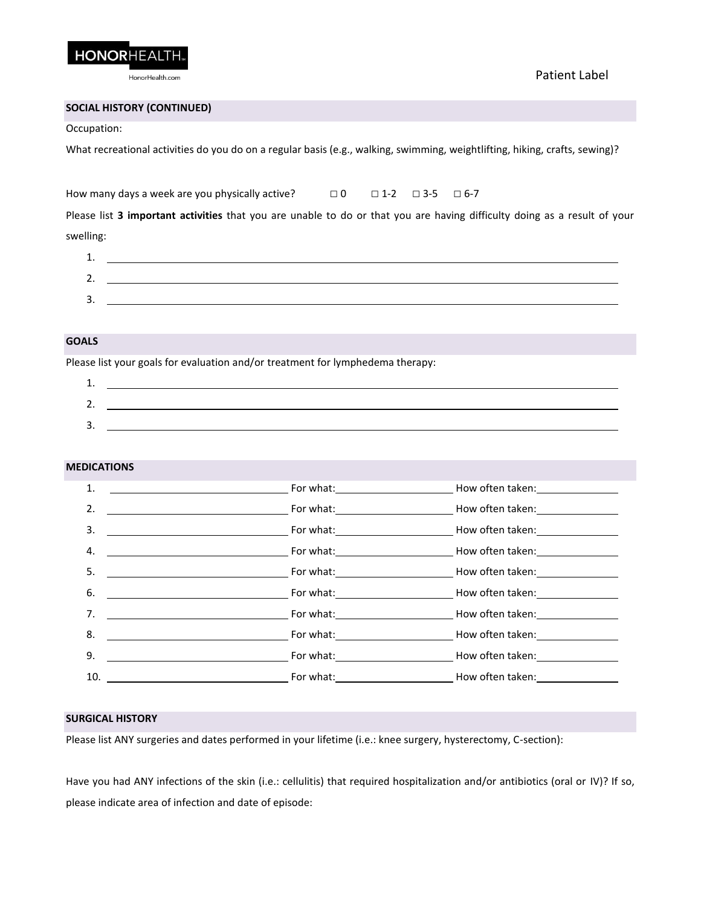**HONORHEALTH**
HonorHealth.com

Patient Label

## SOCIAL HISTORY (CONTINUED)

Occupation:

What recreational activities do you do on a regular basis (e.g., walking, swimming, weightlifting, hiking, crafts, sewing)?

How many days a week are you physically active? ☐ 0 ☐ 1-2 ☐ 3-5 ☐ 6-7

Please list **3 important activities** that you are unable to do or that you are having difficulty doing as a result of your swelling:

1. ______________________________
2. ______________________________
3. ______________________________

## GOALS

Please list your goals for evaluation and/or treatment for lymphedema therapy:

1. ______________________________
2. ______________________________
3. ______________________________

## MEDICATIONS

1. ____________ For what: ____________ How often taken: ____________
2. ____________ For what: ____________ How often taken: ____________
3. ____________ For what: ____________ How often taken: ____________
4. ____________ For what: ____________ How often taken: ____________
5. ____________ For what: ____________ How often taken: ____________
6. ____________ For what: ____________ How often taken: ____________
7. ____________ For what: ____________ How often taken: ____________
8. ____________ For what: ____________ How often taken: ____________
9. ____________ For what: ____________ How often taken: ____________
10. ____________ For what: ____________ How often taken: ____________

## SURGICAL HISTORY

Please list ANY surgeries and dates performed in your lifetime (i.e.: knee surgery, hysterectomy, C-section):

Have you had ANY infections of the skin (i.e.: cellulitis) that required hospitalization and/or antibiotics (oral or IV)? If so, please indicate area of infection and date of episode: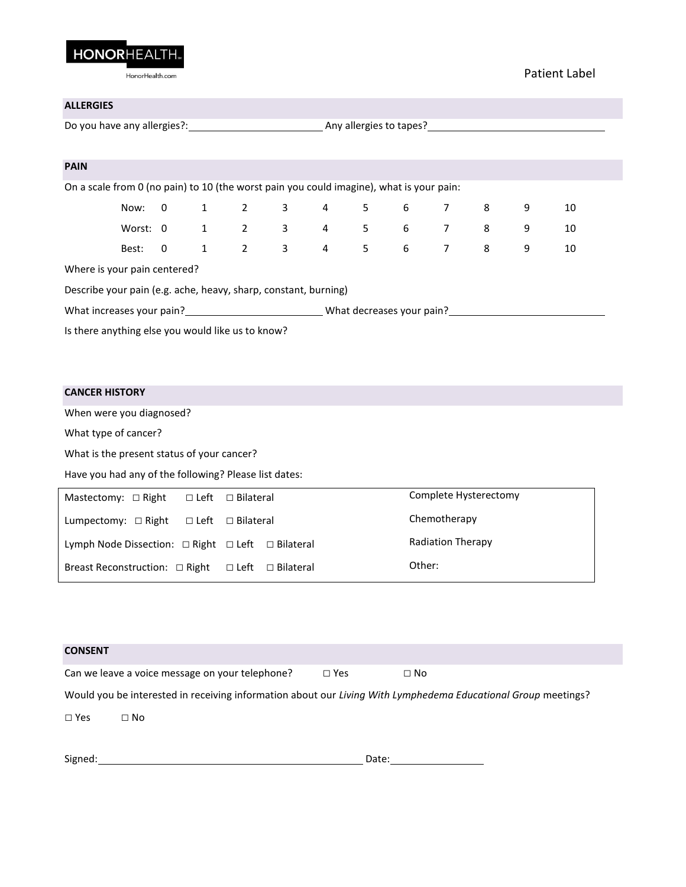HONORHEALTH

HonorHealth.com

Patient Label

## ALLERGIES

Do you have any allergies?: ________________________ Any allergies to tapes? ________________________________

## PAIN

On a scale from 0 (no pain) to 10 (the worst pain you could imagine), what is your pain:

| | | | | | | | | | | | |
|---|---|---|---|---|---|---|---|---|---|---|---|
| Now: | 0 | 1 | 2 | 3 | 4 | 5 | 6 | 7 | 8 | 9 | 10 |
| Worst: | 0 | 1 | 2 | 3 | 4 | 5 | 6 | 7 | 8 | 9 | 10 |
| Best: | 0 | 1 | 2 | 3 | 4 | 5 | 6 | 7 | 8 | 9 | 10 |

Where is your pain centered?

Describe your pain (e.g. ache, heavy, sharp, constant, burning)

What increases your pain? ________________________ What decreases your pain? ___________________________

Is there anything else you would like us to know?

## CANCER HISTORY

When were you diagnosed?

What type of cancer?

What is the present status of your cancer?

Have you had any of the following? Please list dates:

| | |
|---|---|
| Mastectomy: ☐ Right ☐ Left ☐ Bilateral | Complete Hysterectomy |
| Lumpectomy: ☐ Right ☐ Left ☐ Bilateral | Chemotherapy |
| Lymph Node Dissection: ☐ Right ☐ Left ☐ Bilateral | Radiation Therapy |
| Breast Reconstruction: ☐ Right ☐ Left ☐ Bilateral | Other: |

## CONSENT

Can we leave a voice message on your telephone? ☐ Yes ☐ No

Would you be interested in receiving information about our *Living With Lymphedema Educational Group* meetings?

☐ Yes ☐ No

Signed: ________________________________________________ Date: _________________